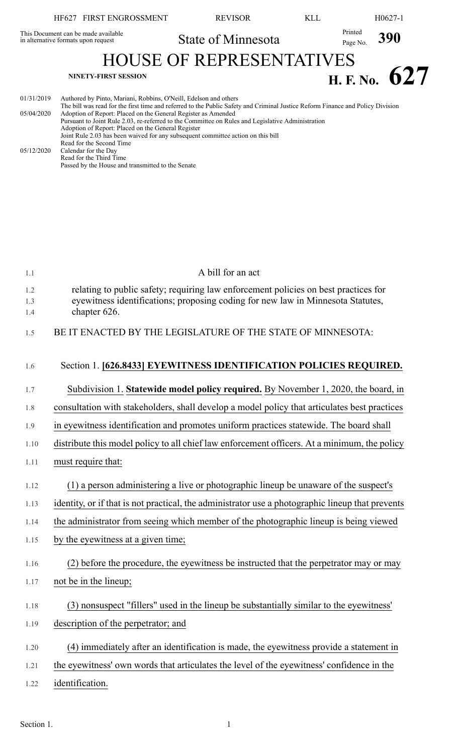This Document can be made available in alternative formats upon request

State of Minnesota

# HOUSE OF REPRESENTATIVES

**NINETY-FIRST SESSION**

**H. F. No. 627**

| | |
|---|---|
| 01/31/2019 | Authored by Pinto, Mariani, Robbins, O'Neill, Edelson and others<br>The bill was read for the first time and referred to the Public Safety and Criminal Justice Reform Finance and Policy Division |
| 05/04/2020 | Adoption of Report: Placed on the General Register as Amended<br>Pursuant to Joint Rule 2.03, re-referred to the Committee on Rules and Legislative Administration<br>Adoption of Report: Placed on the General Register<br>Joint Rule 2.03 has been waived for any subsequent committee action on this bill<br>Read for the Second Time |
| 05/12/2020 | Calendar for the Day<br>Read for the Third Time<br>Passed by the House and transmitted to the Senate |

A bill for an act

relating to public safety; requiring law enforcement policies on best practices for eyewitness identifications; proposing coding for new law in Minnesota Statutes, chapter 626.

BE IT ENACTED BY THE LEGISLATURE OF THE STATE OF MINNESOTA:

Section 1. **[626.8433] EYEWITNESS IDENTIFICATION POLICIES REQUIRED.**

Subdivision 1. **Statewide model policy required.** By November 1, 2020, the board, in consultation with stakeholders, shall develop a model policy that articulates best practices in eyewitness identification and promotes uniform practices statewide. The board shall distribute this model policy to all chief law enforcement officers. At a minimum, the policy must require that:

(1) a person administering a live or photographic lineup be unaware of the suspect's identity, or if that is not practical, the administrator use a photographic lineup that prevents the administrator from seeing which member of the photographic lineup is being viewed by the eyewitness at a given time;

(2) before the procedure, the eyewitness be instructed that the perpetrator may or may not be in the lineup;

(3) nonsuspect "fillers" used in the lineup be substantially similar to the eyewitness' description of the perpetrator; and

(4) immediately after an identification is made, the eyewitness provide a statement in the eyewitness' own words that articulates the level of the eyewitness' confidence in the identification.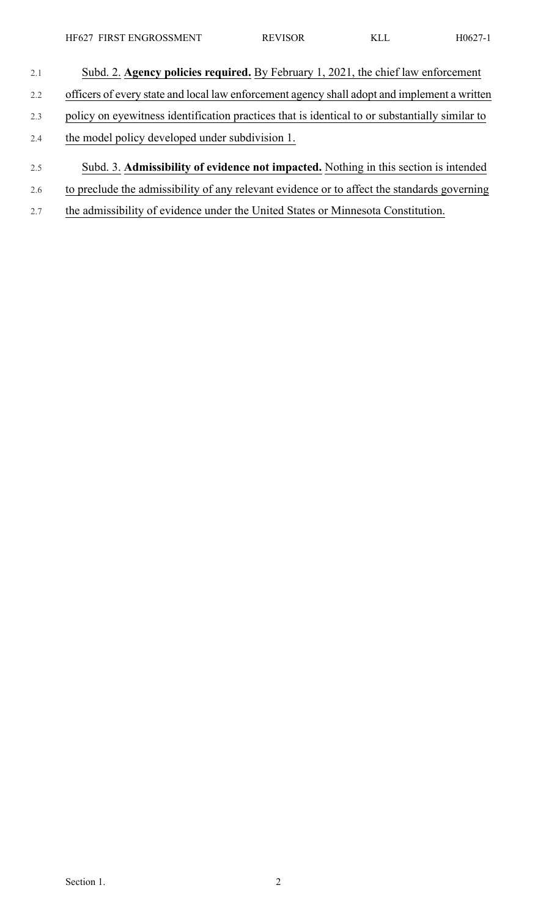Subd. 2. **Agency policies required.** By February 1, 2021, the chief law enforcement officers of every state and local law enforcement agency shall adopt and implement a written policy on eyewitness identification practices that is identical to or substantially similar to the model policy developed under subdivision 1.

Subd. 3. **Admissibility of evidence not impacted.** Nothing in this section is intended to preclude the admissibility of any relevant evidence or to affect the standards governing the admissibility of evidence under the United States or Minnesota Constitution.